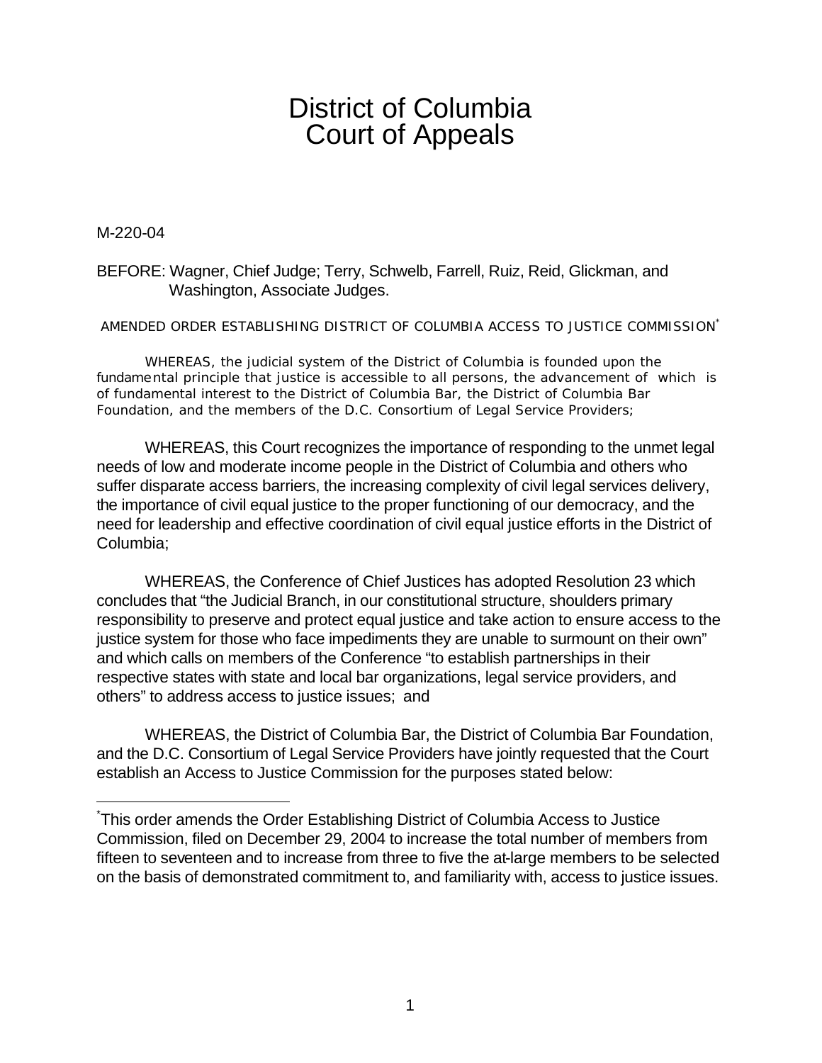# District of Columbia Court of Appeals

M-220-04

BEFORE: Wagner, Chief Judge; Terry, Schwelb, Farrell, Ruiz, Reid, Glickman, and Washington, Associate Judges.

AMENDED ORDER ESTABLISHING DISTRICT OF COLUMBIA ACCESS TO JUSTICE COMMISSION*

WHEREAS, the judicial system of the District of Columbia is founded upon the fundamental principle that justice is accessible to all persons, the advancement of which is of fundamental interest to the District of Columbia Bar, the District of Columbia Bar Foundation, and the members of the D.C. Consortium of Legal Service Providers;

WHEREAS, this Court recognizes the importance of responding to the unmet legal needs of low and moderate income people in the District of Columbia and others who suffer disparate access barriers, the increasing complexity of civil legal services delivery, the importance of civil equal justice to the proper functioning of our democracy, and the need for leadership and effective coordination of civil equal justice efforts in the District of Columbia;

WHEREAS, the Conference of Chief Justices has adopted Resolution 23 which concludes that "the Judicial Branch, in our constitutional structure, shoulders primary responsibility to preserve and protect equal justice and take action to ensure access to the justice system for those who face impediments they are unable to surmount on their own" and which calls on members of the Conference "to establish partnerships in their respective states with state and local bar organizations, legal service providers, and others" to address access to justice issues; and

WHEREAS, the District of Columbia Bar, the District of Columbia Bar Foundation, and the D.C. Consortium of Legal Service Providers have jointly requested that the Court establish an Access to Justice Commission for the purposes stated below:

---

*This order amends the Order Establishing District of Columbia Access to Justice Commission, filed on December 29, 2004 to increase the total number of members from fifteen to seventeen and to increase from three to five the at-large members to be selected on the basis of demonstrated commitment to, and familiarity with, access to justice issues.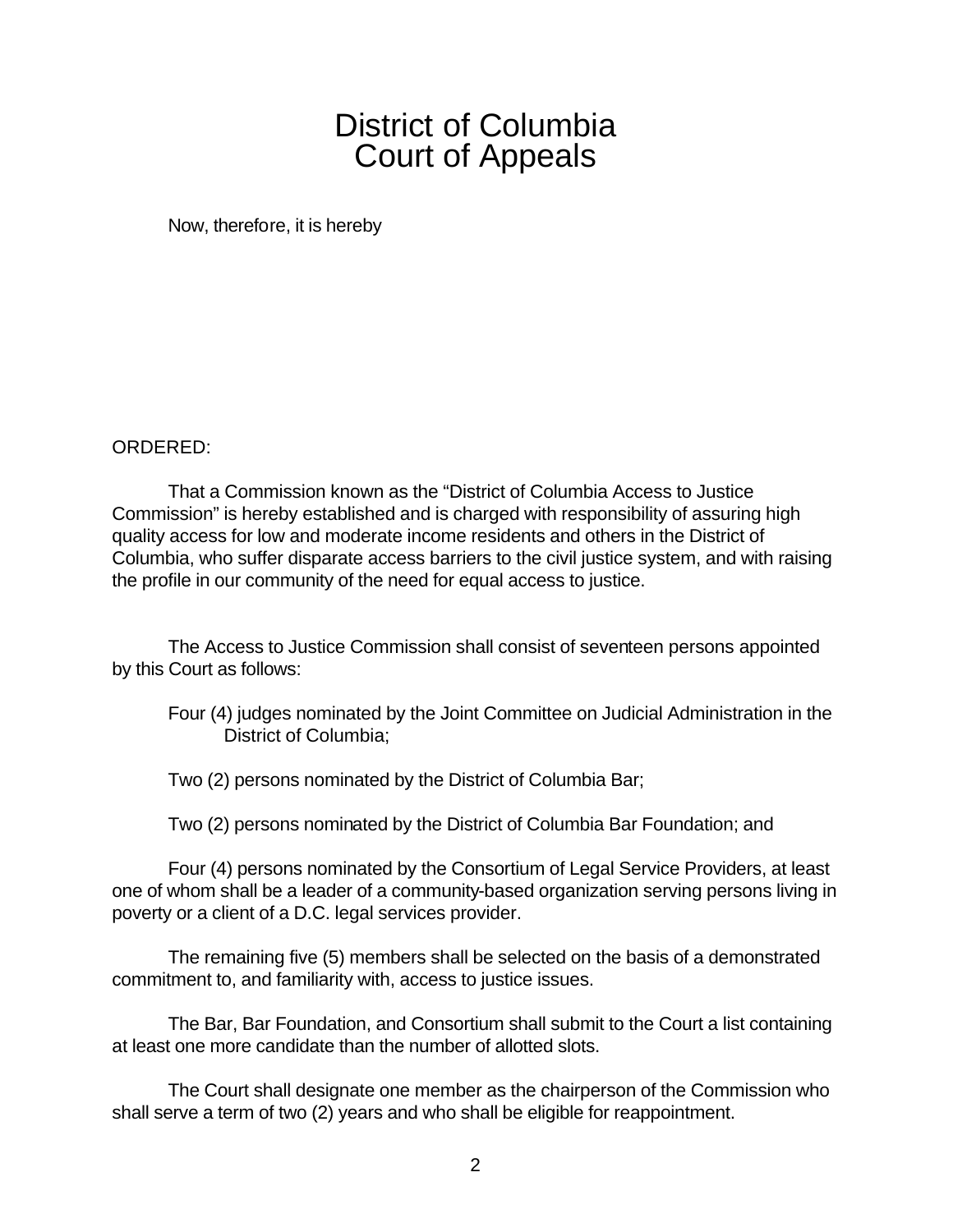# District of Columbia Court of Appeals

Now, therefore, it is hereby

ORDERED:

That a Commission known as the "District of Columbia Access to Justice Commission" is hereby established and is charged with responsibility of assuring high quality access for low and moderate income residents and others in the District of Columbia, who suffer disparate access barriers to the civil justice system, and with raising the profile in our community of the need for equal access to justice.

The Access to Justice Commission shall consist of seventeen persons appointed by this Court as follows:

Four (4) judges nominated by the Joint Committee on Judicial Administration in the District of Columbia;

Two (2) persons nominated by the District of Columbia Bar;

Two (2) persons nominated by the District of Columbia Bar Foundation; and

Four (4) persons nominated by the Consortium of Legal Service Providers, at least one of whom shall be a leader of a community-based organization serving persons living in poverty or a client of a D.C. legal services provider.

The remaining five (5) members shall be selected on the basis of a demonstrated commitment to, and familiarity with, access to justice issues.

The Bar, Bar Foundation, and Consortium shall submit to the Court a list containing at least one more candidate than the number of allotted slots.

The Court shall designate one member as the chairperson of the Commission who shall serve a term of two (2) years and who shall be eligible for reappointment.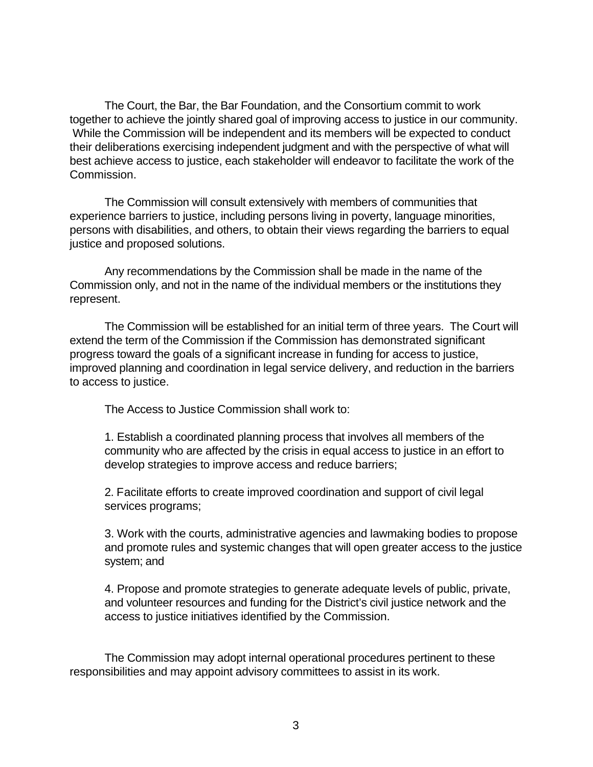The Court, the Bar, the Bar Foundation, and the Consortium commit to work together to achieve the jointly shared goal of improving access to justice in our community. While the Commission will be independent and its members will be expected to conduct their deliberations exercising independent judgment and with the perspective of what will best achieve access to justice, each stakeholder will endeavor to facilitate the work of the Commission.

The Commission will consult extensively with members of communities that experience barriers to justice, including persons living in poverty, language minorities, persons with disabilities, and others, to obtain their views regarding the barriers to equal justice and proposed solutions.

Any recommendations by the Commission shall be made in the name of the Commission only, and not in the name of the individual members or the institutions they represent.

The Commission will be established for an initial term of three years. The Court will extend the term of the Commission if the Commission has demonstrated significant progress toward the goals of a significant increase in funding for access to justice, improved planning and coordination in legal service delivery, and reduction in the barriers to access to justice.

The Access to Justice Commission shall work to:

1. Establish a coordinated planning process that involves all members of the community who are affected by the crisis in equal access to justice in an effort to develop strategies to improve access and reduce barriers;

2. Facilitate efforts to create improved coordination and support of civil legal services programs;

3. Work with the courts, administrative agencies and lawmaking bodies to propose and promote rules and systemic changes that will open greater access to the justice system; and

4. Propose and promote strategies to generate adequate levels of public, private, and volunteer resources and funding for the District's civil justice network and the access to justice initiatives identified by the Commission.

The Commission may adopt internal operational procedures pertinent to these responsibilities and may appoint advisory committees to assist in its work.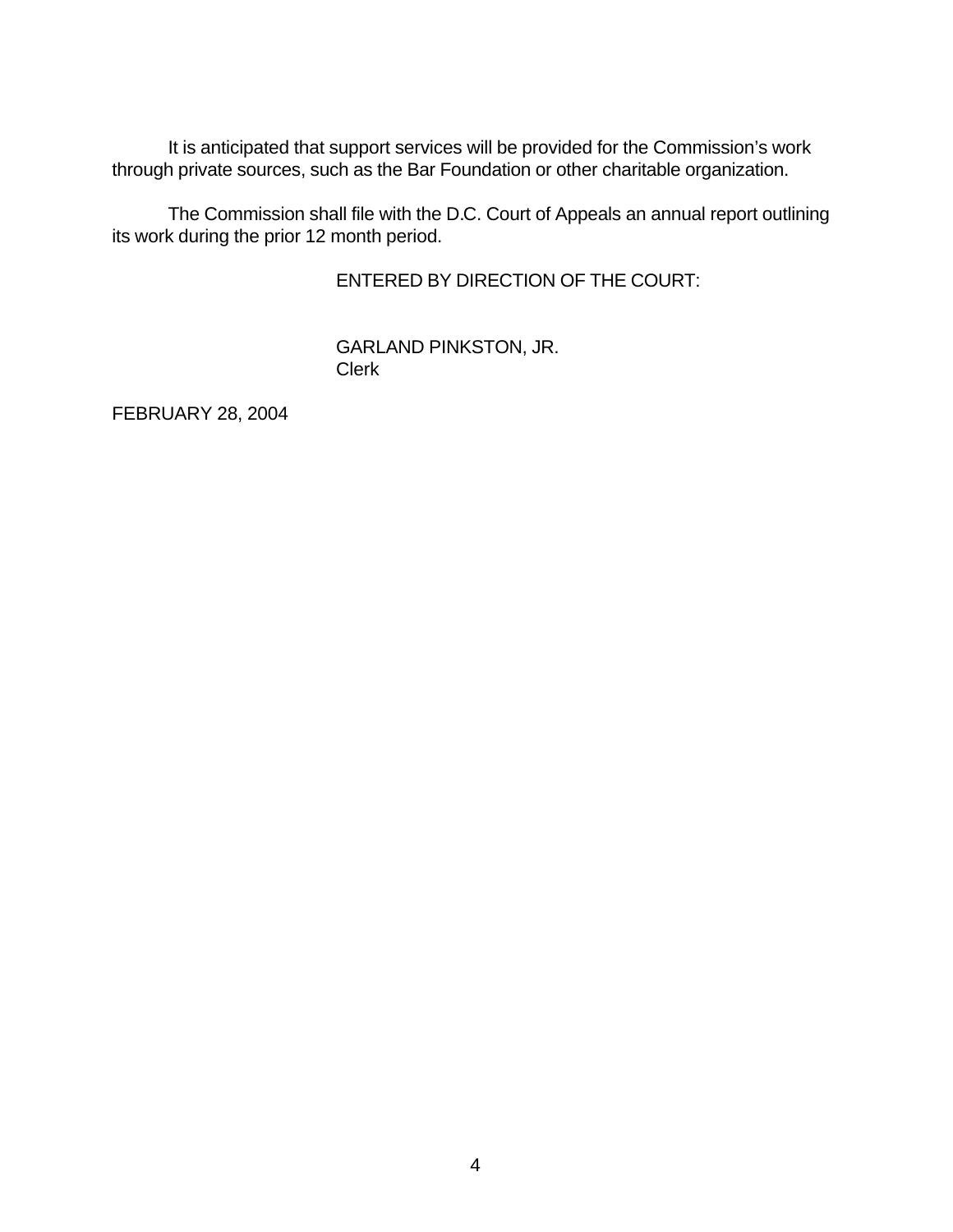It is anticipated that support services will be provided for the Commission's work through private sources, such as the Bar Foundation or other charitable organization.

The Commission shall file with the D.C. Court of Appeals an annual report outlining its work during the prior 12 month period.

ENTERED BY DIRECTION OF THE COURT:

GARLAND PINKSTON, JR.
Clerk

FEBRUARY 28, 2004